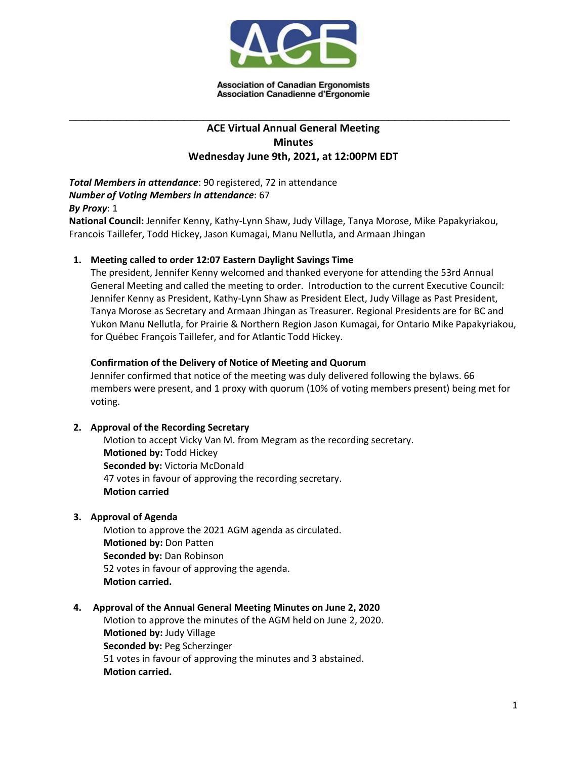Association of Canadian Ergonomists
Association Canadienne d'Ergonomie

---

# ACE Virtual Annual General Meeting
## Minutes
### Wednesday June 9th, 2021, at 12:00PM EDT

***Total Members in attendance***: 90 registered, 72 in attendance
***Number of Voting Members in attendance***: 67
***By Proxy***: 1
**National Council:** Jennifer Kenny, Kathy-Lynn Shaw, Judy Village, Tanya Morose, Mike Papakyriakou, Francois Taillefer, Todd Hickey, Jason Kumagai, Manu Nellutla, and Armaan Jhingan

1. **Meeting called to order 12:07 Eastern Daylight Savings Time**
   The president, Jennifer Kenny welcomed and thanked everyone for attending the 53rd Annual General Meeting and called the meeting to order. Introduction to the current Executive Council: Jennifer Kenny as President, Kathy-Lynn Shaw as President Elect, Judy Village as Past President, Tanya Morose as Secretary and Armaan Jhingan as Treasurer. Regional Presidents are for BC and Yukon Manu Nellutla, for Prairie & Northern Region Jason Kumagai, for Ontario Mike Papakyriakou, for Québec François Taillefer, and for Atlantic Todd Hickey.

   **Confirmation of the Delivery of Notice of Meeting and Quorum**
   Jennifer confirmed that notice of the meeting was duly delivered following the bylaws. 66 members were present, and 1 proxy with quorum (10% of voting members present) being met for voting.

2. **Approval of the Recording Secretary**
   Motion to accept Vicky Van M. from Megram as the recording secretary.
   **Motioned by:** Todd Hickey
   **Seconded by:** Victoria McDonald
   47 votes in favour of approving the recording secretary.
   **Motion carried**

3. **Approval of Agenda**
   Motion to approve the 2021 AGM agenda as circulated.
   **Motioned by:** Don Patten
   **Seconded by:** Dan Robinson
   52 votes in favour of approving the agenda.
   **Motion carried.**

4. **Approval of the Annual General Meeting Minutes on June 2, 2020**
   Motion to approve the minutes of the AGM held on June 2, 2020.
   **Motioned by:** Judy Village
   **Seconded by:** Peg Scherzinger
   51 votes in favour of approving the minutes and 3 abstained.
   **Motion carried.**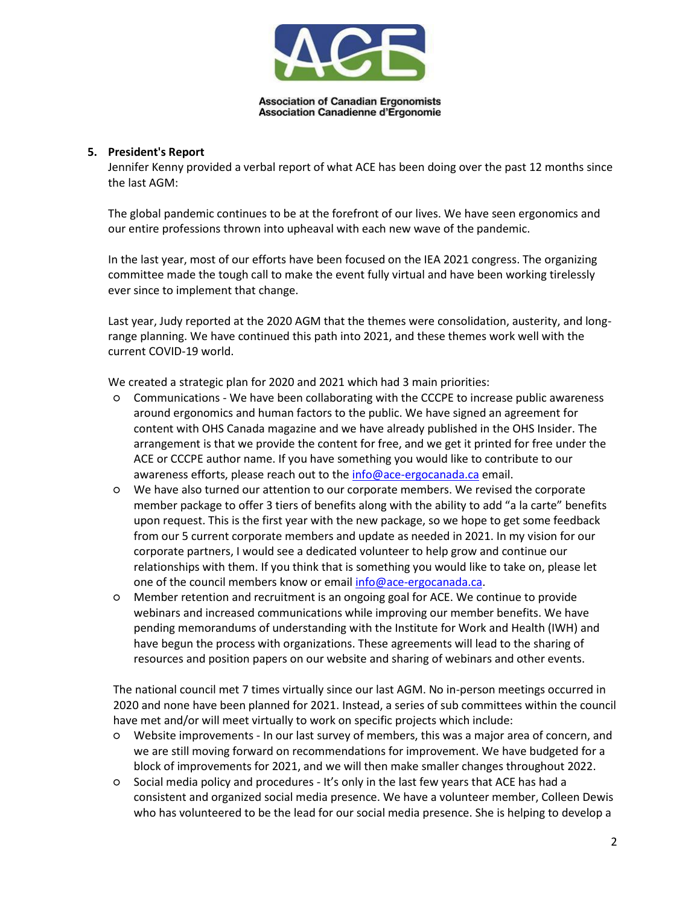Association of Canadian Ergonomists
Association Canadienne d'Ergonomie

5. **President's Report**

Jennifer Kenny provided a verbal report of what ACE has been doing over the past 12 months since the last AGM:

The global pandemic continues to be at the forefront of our lives. We have seen ergonomics and our entire professions thrown into upheaval with each new wave of the pandemic.

In the last year, most of our efforts have been focused on the IEA 2021 congress. The organizing committee made the tough call to make the event fully virtual and have been working tirelessly ever since to implement that change.

Last year, Judy reported at the 2020 AGM that the themes were consolidation, austerity, and long-range planning. We have continued this path into 2021, and these themes work well with the current COVID-19 world.

We created a strategic plan for 2020 and 2021 which had 3 main priorities:

- Communications - We have been collaborating with the CCCPE to increase public awareness around ergonomics and human factors to the public. We have signed an agreement for content with OHS Canada magazine and we have already published in the OHS Insider. The arrangement is that we provide the content for free, and we get it printed for free under the ACE or CCCPE author name. If you have something you would like to contribute to our awareness efforts, please reach out to the info@ace-ergocanada.ca email.
- We have also turned our attention to our corporate members. We revised the corporate member package to offer 3 tiers of benefits along with the ability to add "a la carte" benefits upon request. This is the first year with the new package, so we hope to get some feedback from our 5 current corporate members and update as needed in 2021. In my vision for our corporate partners, I would see a dedicated volunteer to help grow and continue our relationships with them. If you think that is something you would like to take on, please let one of the council members know or email info@ace-ergocanada.ca.
- Member retention and recruitment is an ongoing goal for ACE. We continue to provide webinars and increased communications while improving our member benefits. We have pending memorandums of understanding with the Institute for Work and Health (IWH) and have begun the process with organizations. These agreements will lead to the sharing of resources and position papers on our website and sharing of webinars and other events.

The national council met 7 times virtually since our last AGM. No in-person meetings occurred in 2020 and none have been planned for 2021. Instead, a series of sub committees within the council have met and/or will meet virtually to work on specific projects which include:

- Website improvements - In our last survey of members, this was a major area of concern, and we are still moving forward on recommendations for improvement. We have budgeted for a block of improvements for 2021, and we will then make smaller changes throughout 2022.
- Social media policy and procedures - It's only in the last few years that ACE has had a consistent and organized social media presence. We have a volunteer member, Colleen Dewis who has volunteered to be the lead for our social media presence. She is helping to develop a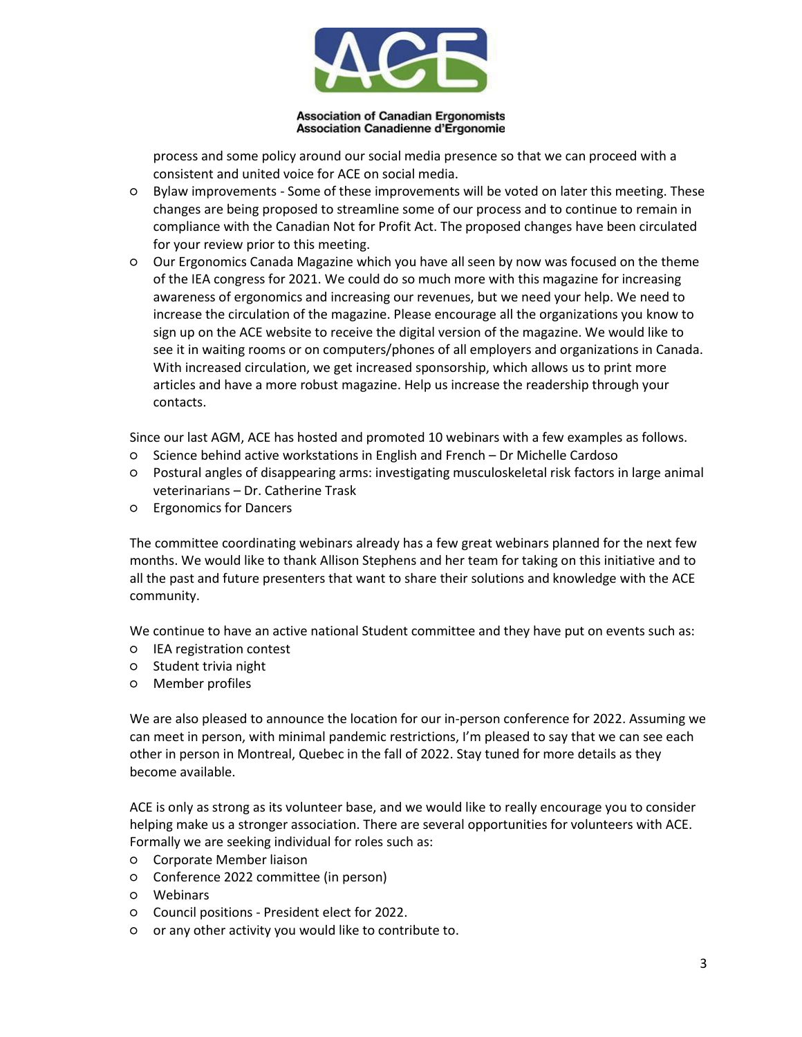process and some policy around our social media presence so that we can proceed with a consistent and united voice for ACE on social media.

- Bylaw improvements - Some of these improvements will be voted on later this meeting. These changes are being proposed to streamline some of our process and to continue to remain in compliance with the Canadian Not for Profit Act. The proposed changes have been circulated for your review prior to this meeting.
- Our Ergonomics Canada Magazine which you have all seen by now was focused on the theme of the IEA congress for 2021. We could do so much more with this magazine for increasing awareness of ergonomics and increasing our revenues, but we need your help. We need to increase the circulation of the magazine. Please encourage all the organizations you know to sign up on the ACE website to receive the digital version of the magazine. We would like to see it in waiting rooms or on computers/phones of all employers and organizations in Canada. With increased circulation, we get increased sponsorship, which allows us to print more articles and have a more robust magazine. Help us increase the readership through your contacts.

Since our last AGM, ACE has hosted and promoted 10 webinars with a few examples as follows.

- Science behind active workstations in English and French – Dr Michelle Cardoso
- Postural angles of disappearing arms: investigating musculoskeletal risk factors in large animal veterinarians – Dr. Catherine Trask
- Ergonomics for Dancers

The committee coordinating webinars already has a few great webinars planned for the next few months. We would like to thank Allison Stephens and her team for taking on this initiative and to all the past and future presenters that want to share their solutions and knowledge with the ACE community.

We continue to have an active national Student committee and they have put on events such as:

- IEA registration contest
- Student trivia night
- Member profiles

We are also pleased to announce the location for our in-person conference for 2022. Assuming we can meet in person, with minimal pandemic restrictions, I'm pleased to say that we can see each other in person in Montreal, Quebec in the fall of 2022. Stay tuned for more details as they become available.

ACE is only as strong as its volunteer base, and we would like to really encourage you to consider helping make us a stronger association. There are several opportunities for volunteers with ACE. Formally we are seeking individual for roles such as:

- Corporate Member liaison
- Conference 2022 committee (in person)
- Webinars
- Council positions - President elect for 2022.
- or any other activity you would like to contribute to.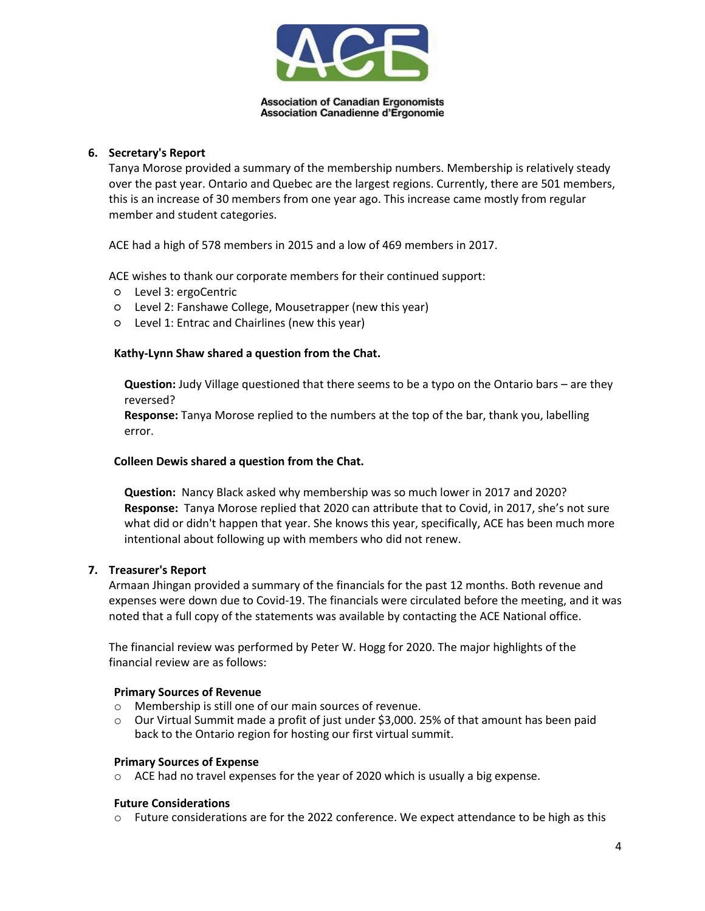**Association of Canadian Ergonomists**
**Association Canadienne d'Ergonomie**

6. **Secretary's Report**

Tanya Morose provided a summary of the membership numbers. Membership is relatively steady over the past year. Ontario and Quebec are the largest regions. Currently, there are 501 members, this is an increase of 30 members from one year ago. This increase came mostly from regular member and student categories.

ACE had a high of 578 members in 2015 and a low of 469 members in 2017.

ACE wishes to thank our corporate members for their continued support:

- Level 3: ergoCentric
- Level 2: Fanshawe College, Mousetrapper (new this year)
- Level 1: Entrac and Chairlines (new this year)

**Kathy-Lynn Shaw shared a question from the Chat.**

**Question:** Judy Village questioned that there seems to be a typo on the Ontario bars – are they reversed?
**Response:** Tanya Morose replied to the numbers at the top of the bar, thank you, labelling error.

**Colleen Dewis shared a question from the Chat.**

**Question:** Nancy Black asked why membership was so much lower in 2017 and 2020?
**Response:** Tanya Morose replied that 2020 can attribute that to Covid, in 2017, she's not sure what did or didn't happen that year. She knows this year, specifically, ACE has been much more intentional about following up with members who did not renew.

7. **Treasurer's Report**

Armaan Jhingan provided a summary of the financials for the past 12 months. Both revenue and expenses were down due to Covid-19. The financials were circulated before the meeting, and it was noted that a full copy of the statements was available by contacting the ACE National office.

The financial review was performed by Peter W. Hogg for 2020. The major highlights of the financial review are as follows:

**Primary Sources of Revenue**

- Membership is still one of our main sources of revenue.
- Our Virtual Summit made a profit of just under $3,000. 25% of that amount has been paid back to the Ontario region for hosting our first virtual summit.

**Primary Sources of Expense**

- ACE had no travel expenses for the year of 2020 which is usually a big expense.

**Future Considerations**

- Future considerations are for the 2022 conference. We expect attendance to be high as this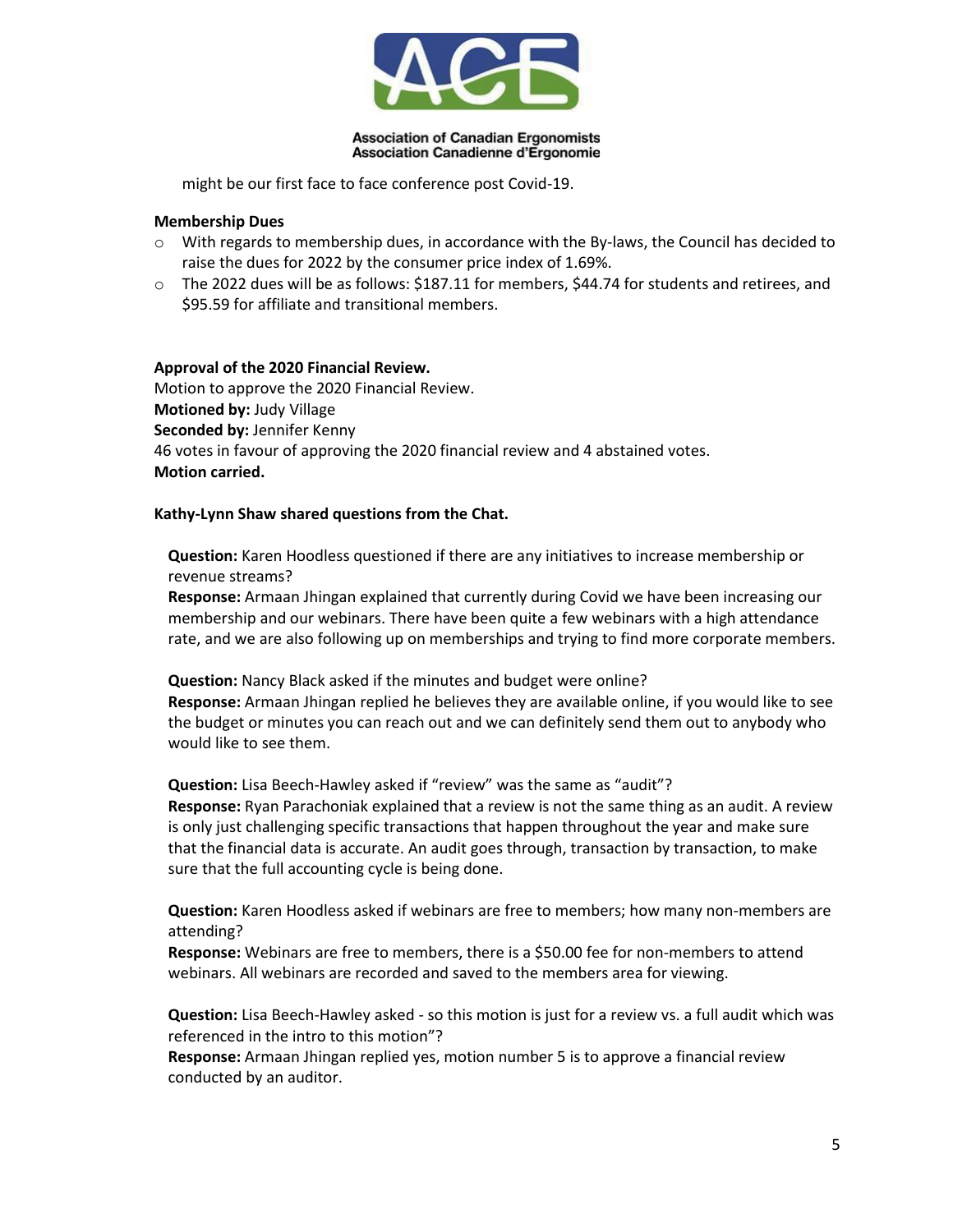might be our first face to face conference post Covid-19.

**Membership Dues**

- With regards to membership dues, in accordance with the By-laws, the Council has decided to raise the dues for 2022 by the consumer price index of 1.69%.
- The 2022 dues will be as follows: $187.11 for members, $44.74 for students and retirees, and $95.59 for affiliate and transitional members.

**Approval of the 2020 Financial Review.**
Motion to approve the 2020 Financial Review.
**Motioned by:** Judy Village
**Seconded by:** Jennifer Kenny
46 votes in favour of approving the 2020 financial review and 4 abstained votes.
**Motion carried.**

**Kathy-Lynn Shaw shared questions from the Chat.**

**Question:** Karen Hoodless questioned if there are any initiatives to increase membership or revenue streams?
**Response:** Armaan Jhingan explained that currently during Covid we have been increasing our membership and our webinars. There have been quite a few webinars with a high attendance rate, and we are also following up on memberships and trying to find more corporate members.

**Question:** Nancy Black asked if the minutes and budget were online?
**Response:** Armaan Jhingan replied he believes they are available online, if you would like to see the budget or minutes you can reach out and we can definitely send them out to anybody who would like to see them.

**Question:** Lisa Beech-Hawley asked if "review" was the same as "audit"?
**Response:** Ryan Parachoniak explained that a review is not the same thing as an audit. A review is only just challenging specific transactions that happen throughout the year and make sure that the financial data is accurate. An audit goes through, transaction by transaction, to make sure that the full accounting cycle is being done.

**Question:** Karen Hoodless asked if webinars are free to members; how many non-members are attending?
**Response:** Webinars are free to members, there is a $50.00 fee for non-members to attend webinars. All webinars are recorded and saved to the members area for viewing.

**Question:** Lisa Beech-Hawley asked - so this motion is just for a review vs. a full audit which was referenced in the intro to this motion"?
**Response:** Armaan Jhingan replied yes, motion number 5 is to approve a financial review conducted by an auditor.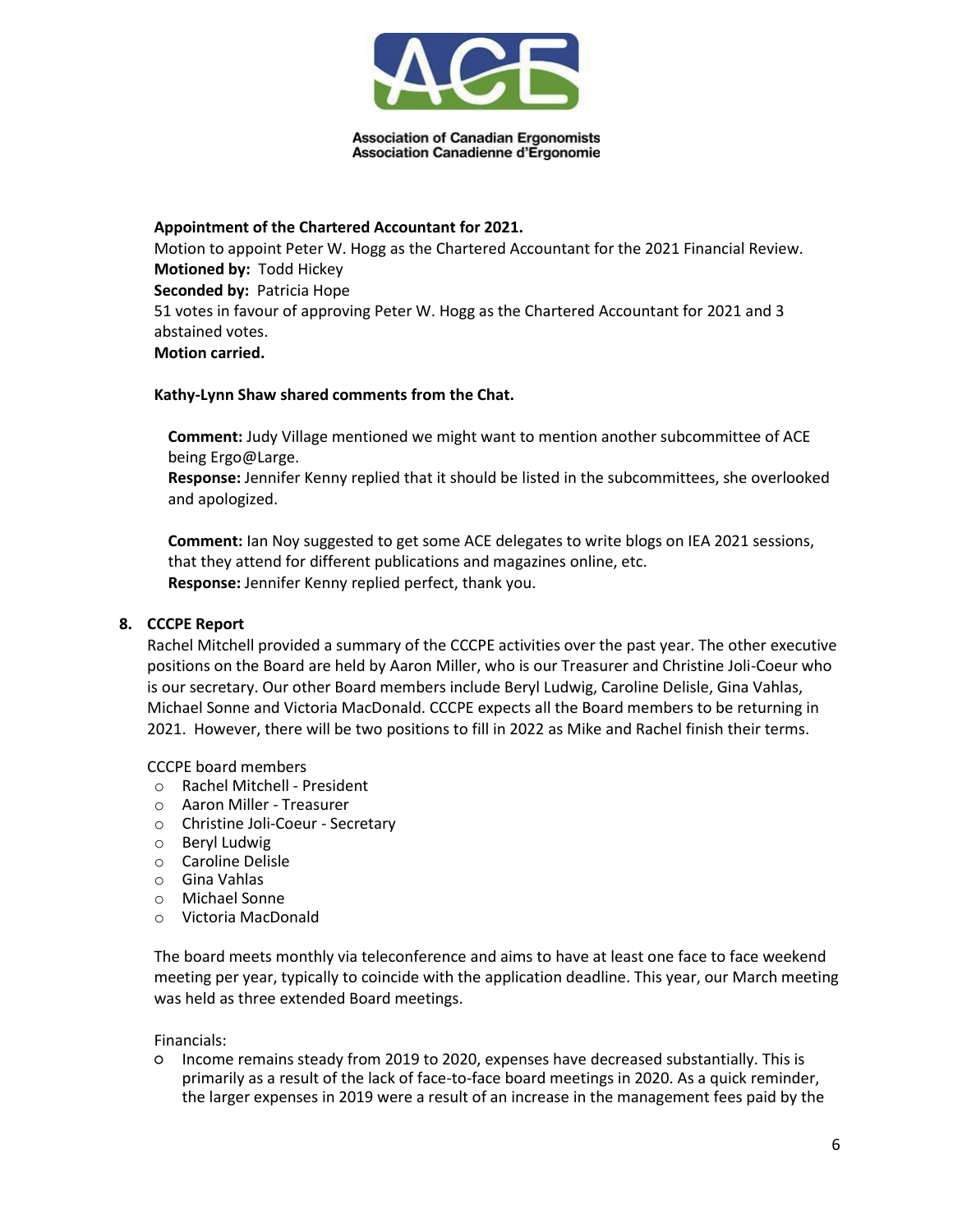**Appointment of the Chartered Accountant for 2021.**

Motion to appoint Peter W. Hogg as the Chartered Accountant for the 2021 Financial Review.

**Motioned by:** Todd Hickey

**Seconded by:** Patricia Hope

51 votes in favour of approving Peter W. Hogg as the Chartered Accountant for 2021 and 3 abstained votes.

**Motion carried.**

**Kathy-Lynn Shaw shared comments from the Chat.**

**Comment:** Judy Village mentioned we might want to mention another subcommittee of ACE being Ergo@Large.
**Response:** Jennifer Kenny replied that it should be listed in the subcommittees, she overlooked and apologized.

**Comment:** Ian Noy suggested to get some ACE delegates to write blogs on IEA 2021 sessions, that they attend for different publications and magazines online, etc.
**Response:** Jennifer Kenny replied perfect, thank you.

## 8. CCCPE Report

Rachel Mitchell provided a summary of the CCCPE activities over the past year. The other executive positions on the Board are held by Aaron Miller, who is our Treasurer and Christine Joli-Coeur who is our secretary. Our other Board members include Beryl Ludwig, Caroline Delisle, Gina Vahlas, Michael Sonne and Victoria MacDonald. CCCPE expects all the Board members to be returning in 2021. However, there will be two positions to fill in 2022 as Mike and Rachel finish their terms.

CCCPE board members

- Rachel Mitchell - President
- Aaron Miller - Treasurer
- Christine Joli-Coeur - Secretary
- Beryl Ludwig
- Caroline Delisle
- Gina Vahlas
- Michael Sonne
- Victoria MacDonald

The board meets monthly via teleconference and aims to have at least one face to face weekend meeting per year, typically to coincide with the application deadline. This year, our March meeting was held as three extended Board meetings.

Financials:

- Income remains steady from 2019 to 2020, expenses have decreased substantially. This is primarily as a result of the lack of face-to-face board meetings in 2020. As a quick reminder, the larger expenses in 2019 were a result of an increase in the management fees paid by the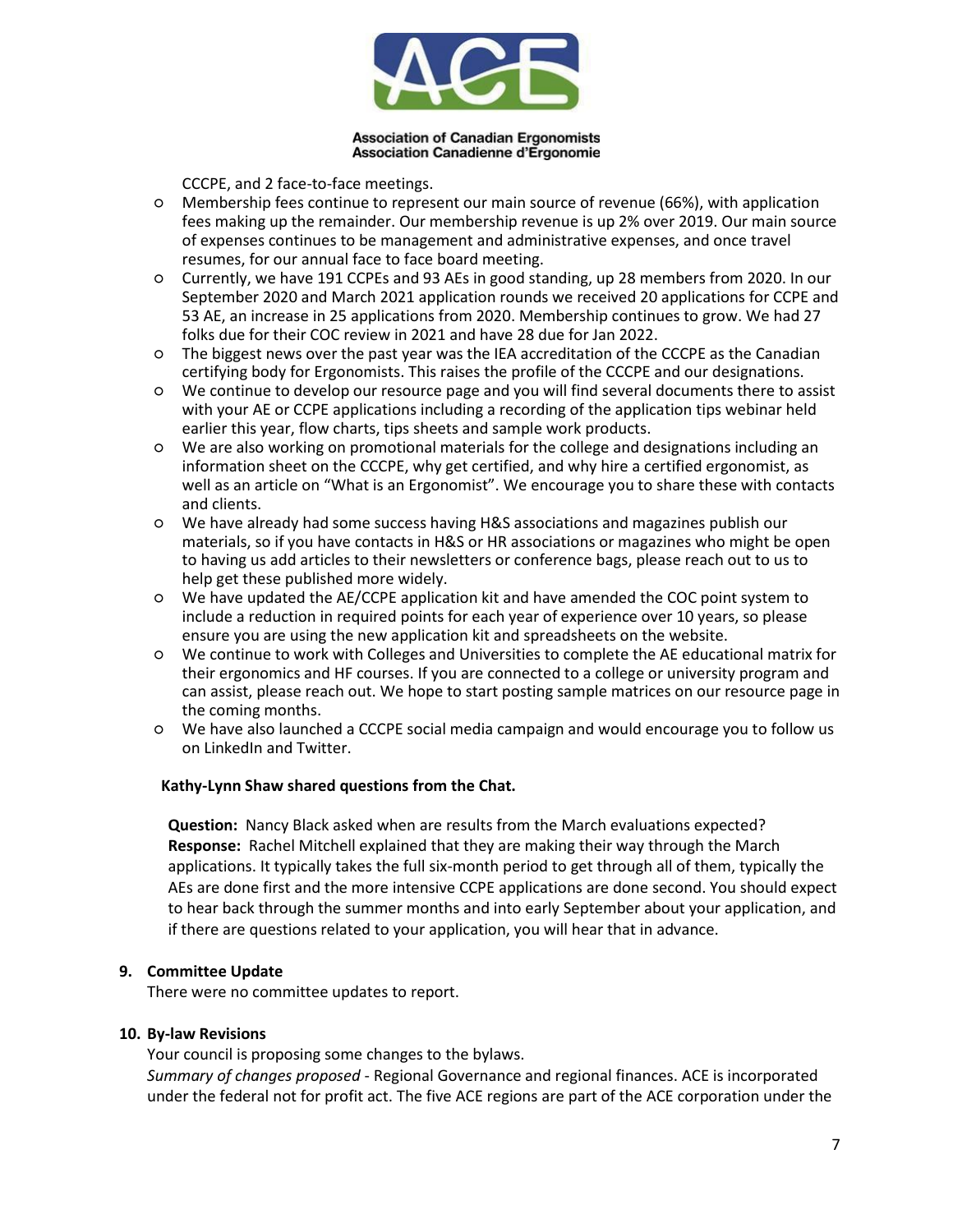CCCPE, and 2 face-to-face meetings.

- Membership fees continue to represent our main source of revenue (66%), with application fees making up the remainder. Our membership revenue is up 2% over 2019. Our main source of expenses continues to be management and administrative expenses, and once travel resumes, for our annual face to face board meeting.
- Currently, we have 191 CCPEs and 93 AEs in good standing, up 28 members from 2020. In our September 2020 and March 2021 application rounds we received 20 applications for CCPE and 53 AE, an increase in 25 applications from 2020. Membership continues to grow. We had 27 folks due for their COC review in 2021 and have 28 due for Jan 2022.
- The biggest news over the past year was the IEA accreditation of the CCCPE as the Canadian certifying body for Ergonomists. This raises the profile of the CCCPE and our designations.
- We continue to develop our resource page and you will find several documents there to assist with your AE or CCPE applications including a recording of the application tips webinar held earlier this year, flow charts, tips sheets and sample work products.
- We are also working on promotional materials for the college and designations including an information sheet on the CCCPE, why get certified, and why hire a certified ergonomist, as well as an article on "What is an Ergonomist". We encourage you to share these with contacts and clients.
- We have already had some success having H&S associations and magazines publish our materials, so if you have contacts in H&S or HR associations or magazines who might be open to having us add articles to their newsletters or conference bags, please reach out to us to help get these published more widely.
- We have updated the AE/CCPE application kit and have amended the COC point system to include a reduction in required points for each year of experience over 10 years, so please ensure you are using the new application kit and spreadsheets on the website.
- We continue to work with Colleges and Universities to complete the AE educational matrix for their ergonomics and HF courses. If you are connected to a college or university program and can assist, please reach out. We hope to start posting sample matrices on our resource page in the coming months.
- We have also launched a CCCPE social media campaign and would encourage you to follow us on LinkedIn and Twitter.

**Kathy-Lynn Shaw shared questions from the Chat.**

**Question:** Nancy Black asked when are results from the March evaluations expected?
**Response:** Rachel Mitchell explained that they are making their way through the March applications. It typically takes the full six-month period to get through all of them, typically the AEs are done first and the more intensive CCPE applications are done second. You should expect to hear back through the summer months and into early September about your application, and if there are questions related to your application, you will hear that in advance.

**9. Committee Update**

There were no committee updates to report.

**10. By-law Revisions**

Your council is proposing some changes to the bylaws.
*Summary of changes proposed* - Regional Governance and regional finances. ACE is incorporated under the federal not for profit act. The five ACE regions are part of the ACE corporation under the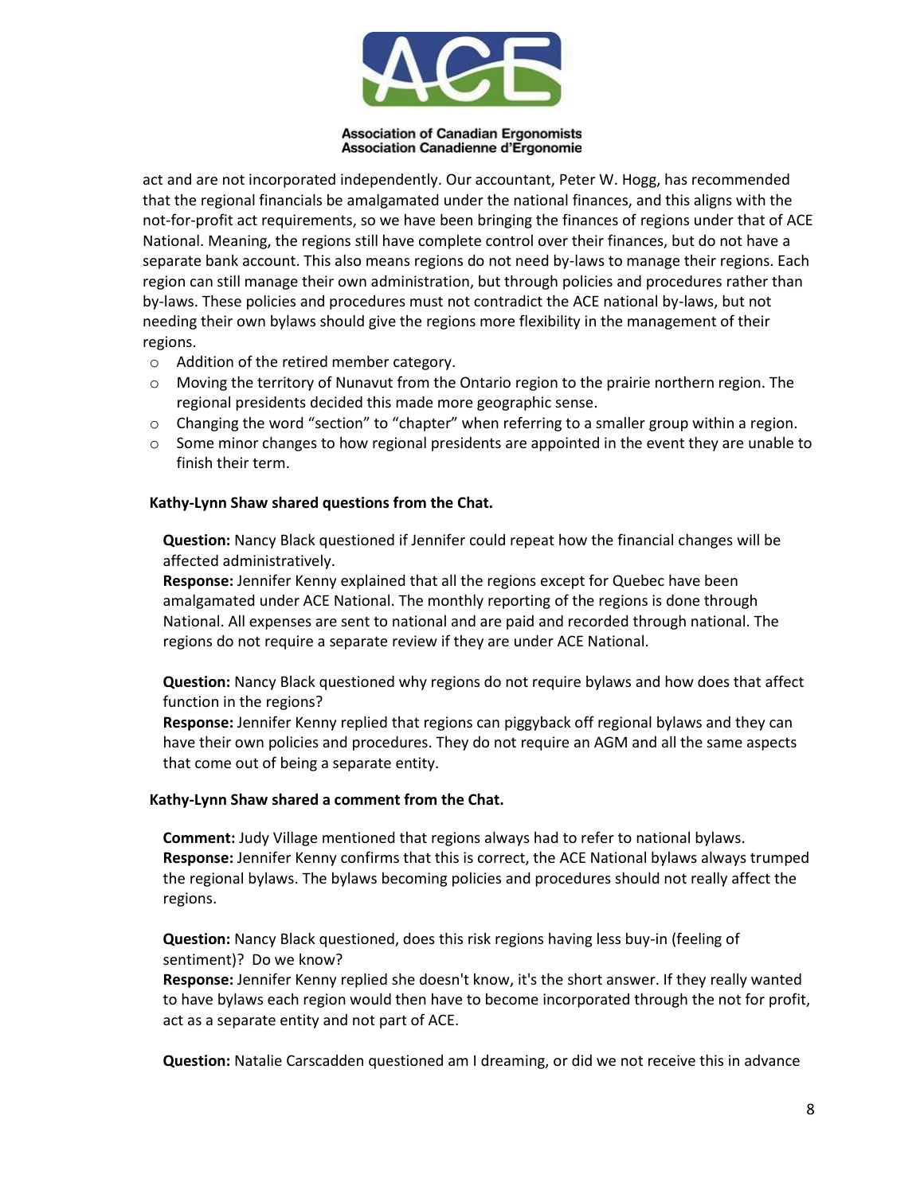act and are not incorporated independently. Our accountant, Peter W. Hogg, has recommended that the regional financials be amalgamated under the national finances, and this aligns with the not-for-profit act requirements, so we have been bringing the finances of regions under that of ACE National. Meaning, the regions still have complete control over their finances, but do not have a separate bank account. This also means regions do not need by-laws to manage their regions. Each region can still manage their own administration, but through policies and procedures rather than by-laws. These policies and procedures must not contradict the ACE national by-laws, but not needing their own bylaws should give the regions more flexibility in the management of their regions.

- Addition of the retired member category.
- Moving the territory of Nunavut from the Ontario region to the prairie northern region. The regional presidents decided this made more geographic sense.
- Changing the word "section" to "chapter" when referring to a smaller group within a region.
- Some minor changes to how regional presidents are appointed in the event they are unable to finish their term.

**Kathy-Lynn Shaw shared questions from the Chat.**

**Question:** Nancy Black questioned if Jennifer could repeat how the financial changes will be affected administratively.
**Response:** Jennifer Kenny explained that all the regions except for Quebec have been amalgamated under ACE National. The monthly reporting of the regions is done through National. All expenses are sent to national and are paid and recorded through national. The regions do not require a separate review if they are under ACE National.

**Question:** Nancy Black questioned why regions do not require bylaws and how does that affect function in the regions?
**Response:** Jennifer Kenny replied that regions can piggyback off regional bylaws and they can have their own policies and procedures. They do not require an AGM and all the same aspects that come out of being a separate entity.

**Kathy-Lynn Shaw shared a comment from the Chat.**

**Comment:** Judy Village mentioned that regions always had to refer to national bylaws.
**Response:** Jennifer Kenny confirms that this is correct, the ACE National bylaws always trumped the regional bylaws. The bylaws becoming policies and procedures should not really affect the regions.

**Question:** Nancy Black questioned, does this risk regions having less buy-in (feeling of sentiment)? Do we know?
**Response:** Jennifer Kenny replied she doesn't know, it's the short answer. If they really wanted to have bylaws each region would then have to become incorporated through the not for profit, act as a separate entity and not part of ACE.

**Question:** Natalie Carscadden questioned am I dreaming, or did we not receive this in advance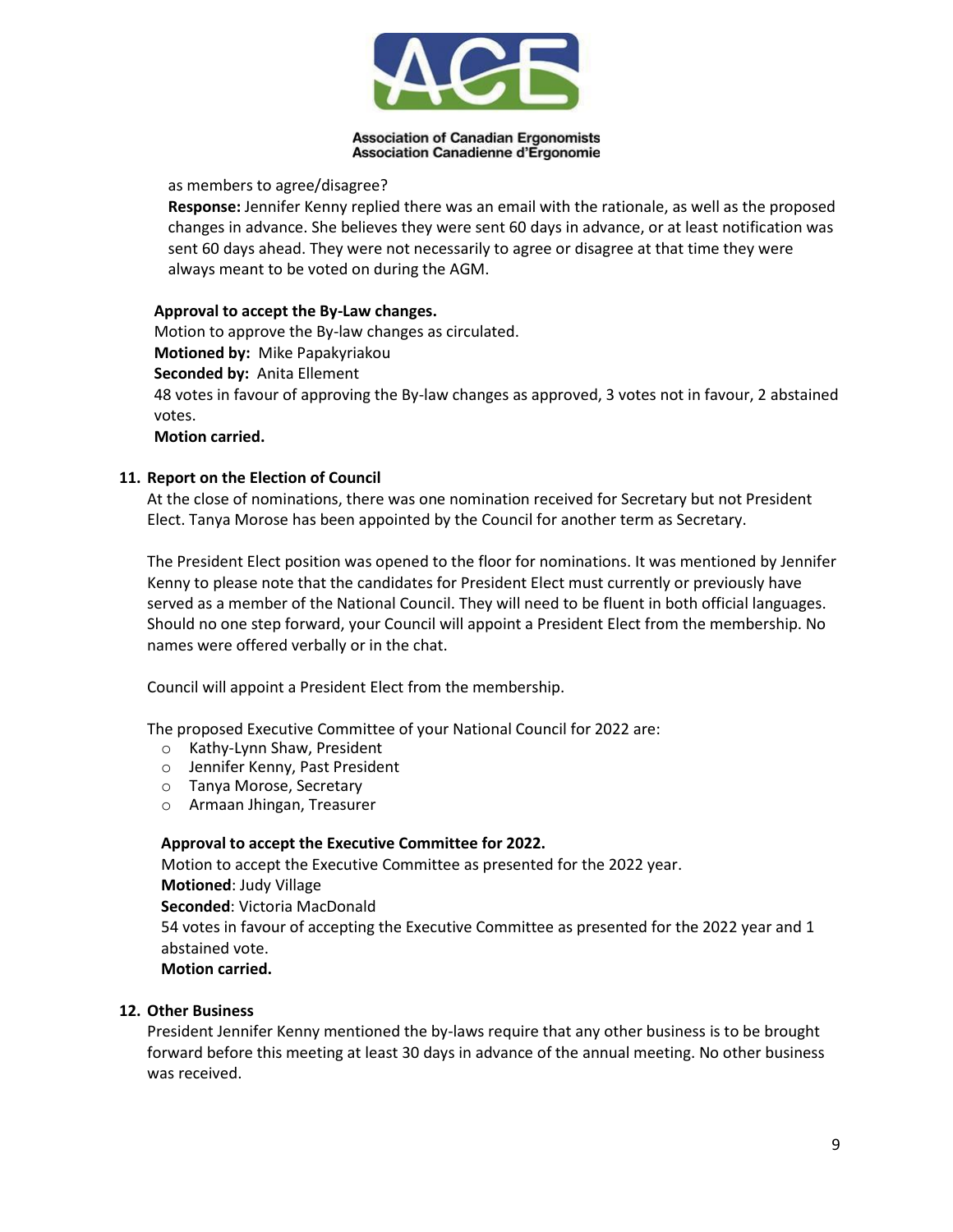as members to agree/disagree?

**Response:** Jennifer Kenny replied there was an email with the rationale, as well as the proposed changes in advance. She believes they were sent 60 days in advance, or at least notification was sent 60 days ahead. They were not necessarily to agree or disagree at that time they were always meant to be voted on during the AGM.

**Approval to accept the By-Law changes.**
Motion to approve the By-law changes as circulated.
**Motioned by:** Mike Papakyriakou
**Seconded by:** Anita Ellement
48 votes in favour of approving the By-law changes as approved, 3 votes not in favour, 2 abstained votes.
**Motion carried.**

**11. Report on the Election of Council**

At the close of nominations, there was one nomination received for Secretary but not President Elect. Tanya Morose has been appointed by the Council for another term as Secretary.

The President Elect position was opened to the floor for nominations. It was mentioned by Jennifer Kenny to please note that the candidates for President Elect must currently or previously have served as a member of the National Council. They will need to be fluent in both official languages. Should no one step forward, your Council will appoint a President Elect from the membership. No names were offered verbally or in the chat.

Council will appoint a President Elect from the membership.

The proposed Executive Committee of your National Council for 2022 are:

- Kathy-Lynn Shaw, President
- Jennifer Kenny, Past President
- Tanya Morose, Secretary
- Armaan Jhingan, Treasurer

**Approval to accept the Executive Committee for 2022.**
Motion to accept the Executive Committee as presented for the 2022 year.
**Motioned**: Judy Village
**Seconded**: Victoria MacDonald
54 votes in favour of accepting the Executive Committee as presented for the 2022 year and 1 abstained vote.
**Motion carried.**

**12. Other Business**

President Jennifer Kenny mentioned the by-laws require that any other business is to be brought forward before this meeting at least 30 days in advance of the annual meeting. No other business was received.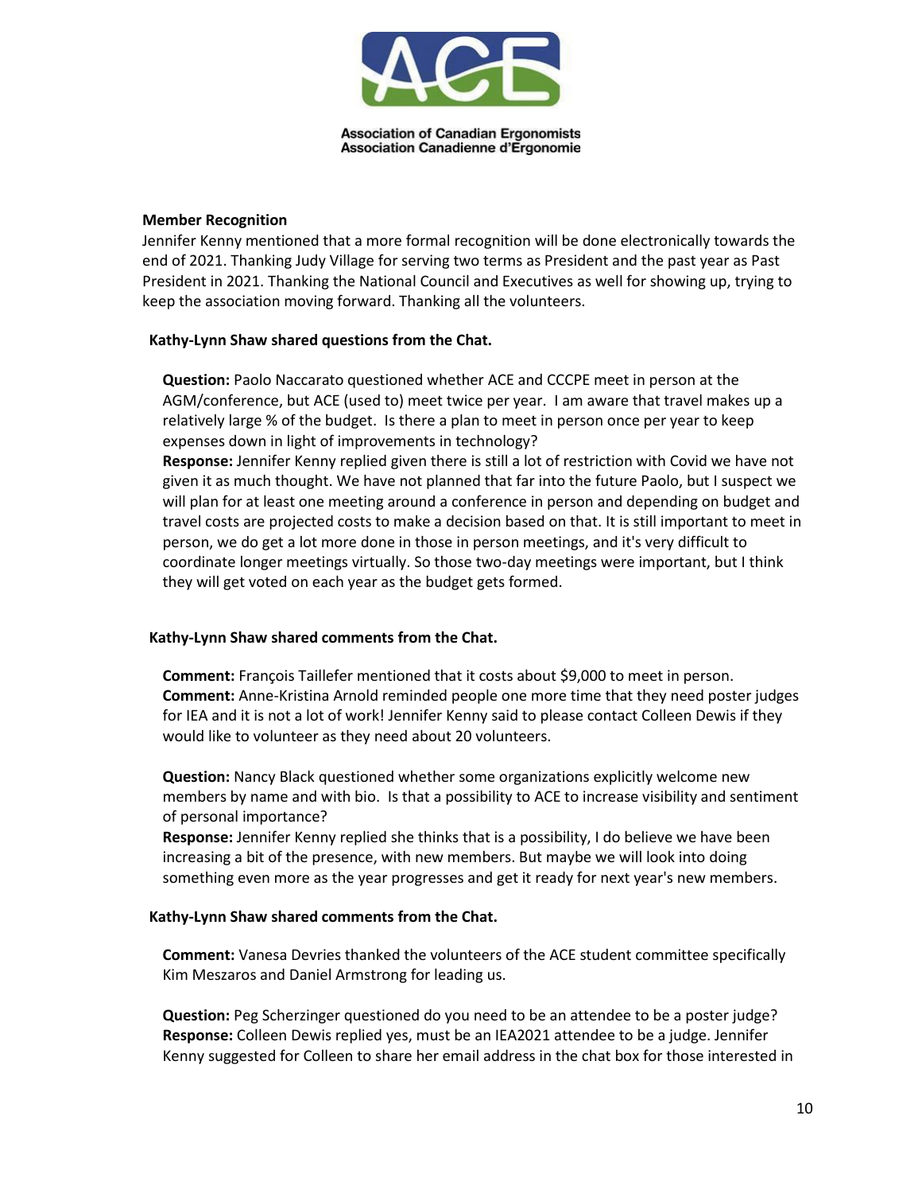**Member Recognition**

Jennifer Kenny mentioned that a more formal recognition will be done electronically towards the end of 2021. Thanking Judy Village for serving two terms as President and the past year as Past President in 2021. Thanking the National Council and Executives as well for showing up, trying to keep the association moving forward. Thanking all the volunteers.

**Kathy-Lynn Shaw shared questions from the Chat.**

**Question:** Paolo Naccarato questioned whether ACE and CCCPE meet in person at the AGM/conference, but ACE (used to) meet twice per year. I am aware that travel makes up a relatively large % of the budget. Is there a plan to meet in person once per year to keep expenses down in light of improvements in technology?
**Response:** Jennifer Kenny replied given there is still a lot of restriction with Covid we have not given it as much thought. We have not planned that far into the future Paolo, but I suspect we will plan for at least one meeting around a conference in person and depending on budget and travel costs are projected costs to make a decision based on that. It is still important to meet in person, we do get a lot more done in those in person meetings, and it's very difficult to coordinate longer meetings virtually. So those two-day meetings were important, but I think they will get voted on each year as the budget gets formed.

**Kathy-Lynn Shaw shared comments from the Chat.**

**Comment:** François Taillefer mentioned that it costs about $9,000 to meet in person.
**Comment:** Anne-Kristina Arnold reminded people one more time that they need poster judges for IEA and it is not a lot of work! Jennifer Kenny said to please contact Colleen Dewis if they would like to volunteer as they need about 20 volunteers.

**Question:** Nancy Black questioned whether some organizations explicitly welcome new members by name and with bio. Is that a possibility to ACE to increase visibility and sentiment of personal importance?
**Response:** Jennifer Kenny replied she thinks that is a possibility, I do believe we have been increasing a bit of the presence, with new members. But maybe we will look into doing something even more as the year progresses and get it ready for next year's new members.

**Kathy-Lynn Shaw shared comments from the Chat.**

**Comment:** Vanesa Devries thanked the volunteers of the ACE student committee specifically Kim Meszaros and Daniel Armstrong for leading us.

**Question:** Peg Scherzinger questioned do you need to be an attendee to be a poster judge?
**Response:** Colleen Dewis replied yes, must be an IEA2021 attendee to be a judge. Jennifer Kenny suggested for Colleen to share her email address in the chat box for those interested in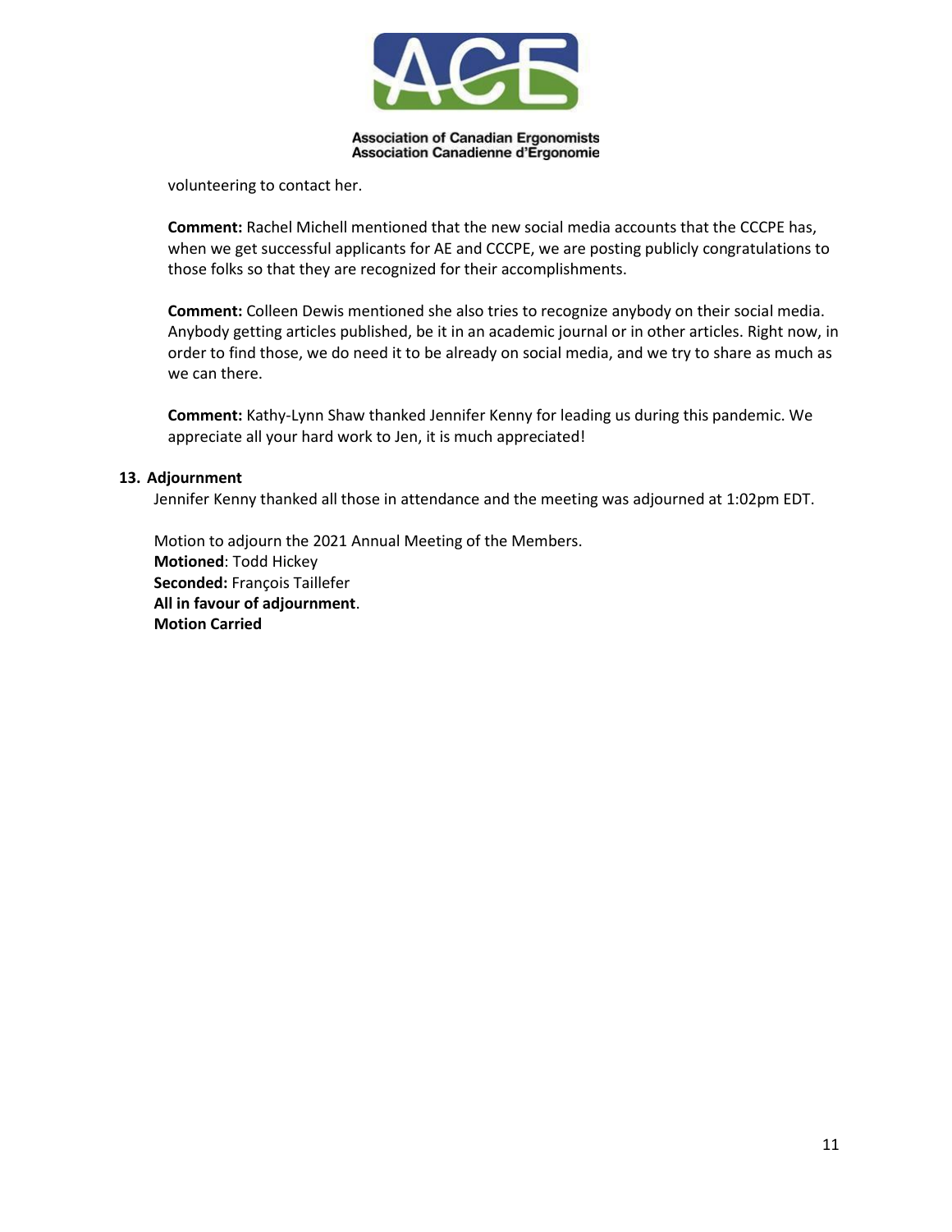volunteering to contact her.

**Comment:** Rachel Michell mentioned that the new social media accounts that the CCCPE has, when we get successful applicants for AE and CCCPE, we are posting publicly congratulations to those folks so that they are recognized for their accomplishments.

**Comment:** Colleen Dewis mentioned she also tries to recognize anybody on their social media. Anybody getting articles published, be it in an academic journal or in other articles. Right now, in order to find those, we do need it to be already on social media, and we try to share as much as we can there.

**Comment:** Kathy-Lynn Shaw thanked Jennifer Kenny for leading us during this pandemic. We appreciate all your hard work to Jen, it is much appreciated!

**13. Adjournment**

Jennifer Kenny thanked all those in attendance and the meeting was adjourned at 1:02pm EDT.

Motion to adjourn the 2021 Annual Meeting of the Members.
**Motioned**: Todd Hickey
**Seconded:** François Taillefer
**All in favour of adjournment**.
**Motion Carried**